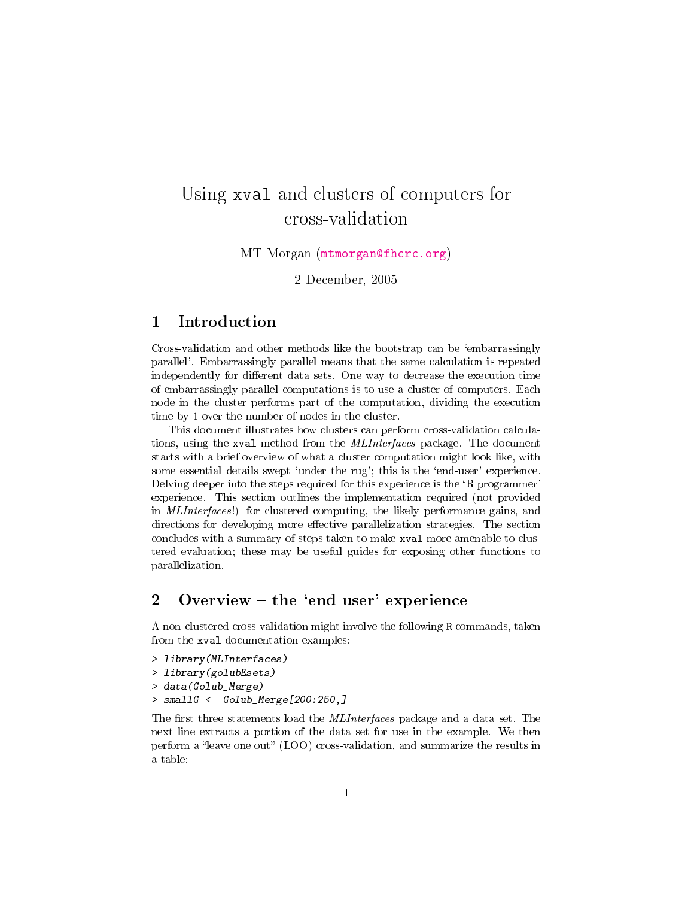# Using `xval` and clusters of computers for cross-validation

MT Morgan (mtmorgan@fhcrc.org)

2 December, 2005

## 1 Introduction

Cross-validation and other methods like the bootstrap can be 'embarrassingly parallel'. Embarrassingly parallel means that the same calculation is repeated independently for different data sets. One way to decrease the execution time of embarrassingly parallel computations is to use a cluster of computers. Each node in the cluster performs part of the computation, dividing the execution time by 1 over the number of nodes in the cluster.

This document illustrates how clusters can perform cross-validation calculations, using the `xval` method from the *MLInterfaces* package. The document starts with a brief overview of what a cluster computation might look like, with some essential details swept 'under the rug'; this is the 'end-user' experience. Delving deeper into the steps required for this experience is the 'R programmer' experience. This section outlines the implementation required (not provided in *MLInterfaces*!) for clustered computing, the likely performance gains, and directions for developing more effective parallelization strategies. The section concludes with a summary of steps taken to make `xval` more amenable to clustered evaluation; these may be useful guides for exposing other functions to parallelization.

## 2 Overview – the 'end user' experience

A non-clustered cross-validation might involve the following R commands, taken from the `xval` documentation examples:

```
> library(MLInterfaces)
> library(golubEsets)
> data(Golub_Merge)
> smallG <- Golub_Merge[200:250,]
```

The first three statements load the *MLInterfaces* package and a data set. The next line extracts a portion of the data set for use in the example. We then perform a "leave one out" (LOO) cross-validation, and summarize the results in a table: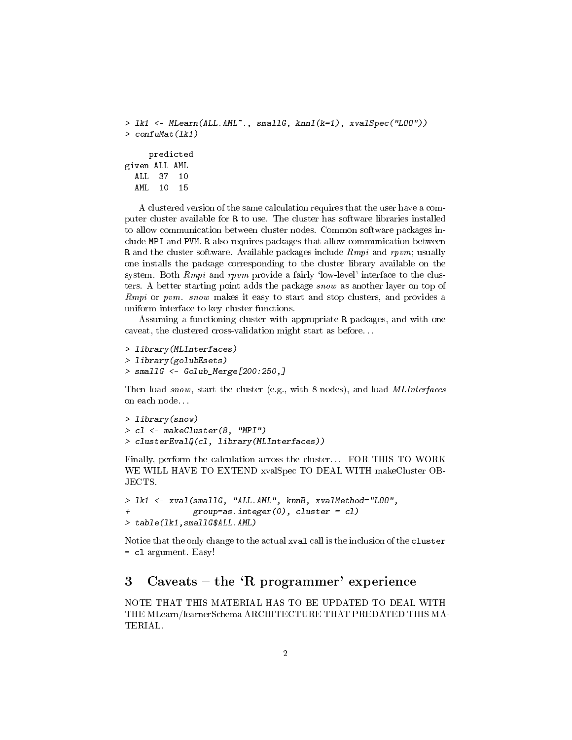```
> lk1 <- MLearn(ALL.AML~., smallG, knnI(k=1), xvalSpec("LOO"))
> confuMat(lk1)
```

```
     predicted
given ALL AML
  ALL  37  10
  AML  10  15
```

A clustered version of the same calculation requires that the user have a computer cluster available for R to use. The cluster has software libraries installed to allow communication between cluster nodes. Common software packages include MPI and PVM. R also requires packages that allow communication between R and the cluster software. Available packages include *Rmpi* and *rpvm*; usually one installs the package corresponding to the cluster library available on the system. Both *Rmpi* and *rpvm* provide a fairly 'low-level' interface to the clusters. A better starting point adds the package *snow* as another layer on top of *Rmpi* or *pvm*. *snow* makes it easy to start and stop clusters, and provides a uniform interface to key cluster functions.

Assuming a functioning cluster with appropriate R packages, and with one caveat, the clustered cross-validation might start as before...

```
> library(MLInterfaces)
> library(golubEsets)
> smallG <- Golub_Merge[200:250,]
```

Then load *snow*, start the cluster (e.g., with 8 nodes), and load *MLInterfaces* on each node...

```
> library(snow)
> cl <- makeCluster(8, "MPI")
> clusterEvalQ(cl, library(MLInterfaces))
```

Finally, perform the calculation across the cluster... FOR THIS TO WORK WE WILL HAVE TO EXTEND xvalSpec TO DEAL WITH makeCluster OBJECTS.

```
> lk1 <- xval(smallG, "ALL.AML", knnB, xvalMethod="LOO",
+             group=as.integer(0), cluster = cl)
> table(lk1,smallG$ALL.AML)
```

Notice that the only change to the actual `xval` call is the inclusion of the `cluster = cl` argument. Easy!

## 3 Caveats – the 'R programmer' experience

NOTE THAT THIS MATERIAL HAS TO BE UPDATED TO DEAL WITH THE MLearn/learnerSchema ARCHITECTURE THAT PREDATED THIS MATERIAL.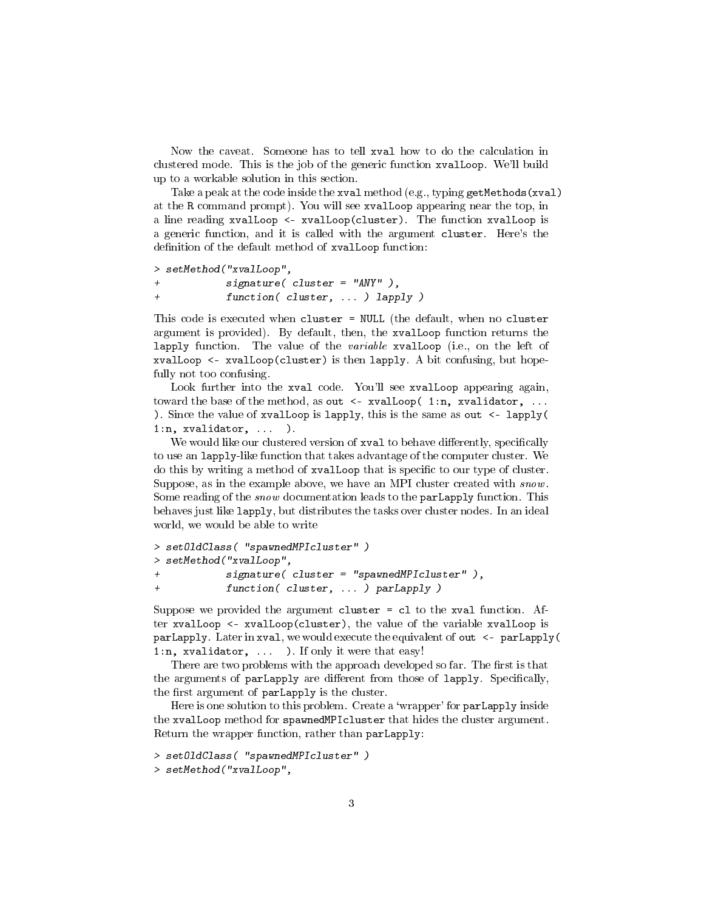Now the caveat. Someone has to tell `xval` how to do the calculation in clustered mode. This is the job of the generic function `xvalLoop`. We'll build up to a workable solution in this section.

Take a peak at the code inside the `xval` method (e.g., typing `getMethods(xval)` at the `R` command prompt). You will see `xvalLoop` appearing near the top, in a line reading `xvalLoop <- xvalLoop(cluster)`. The function `xvalLoop` is a generic function, and it is called with the argument `cluster`. Here's the definition of the default method of `xvalLoop` function:

```
> setMethod("xvalLoop",
+           signature( cluster = "ANY" ),
+           function( cluster, ... ) lapply )
```

This code is executed when `cluster = NULL` (the default, when no `cluster` argument is provided). By default, then, the `xvalLoop` function returns the `lapply` function. The value of the *variable* `xvalLoop` (i.e., on the left of `xvalLoop <- xvalLoop(cluster)` is then `lapply`. A bit confusing, but hopefully not too confusing.

Look further into the `xval` code. You'll see `xvalLoop` appearing again, toward the base of the method, as `out <- xvalLoop( 1:n, xvalidator, ... )`. Since the value of `xvalLoop` is `lapply`, this is the same as `out <- lapply( 1:n, xvalidator, ... )`.

We would like our clustered version of `xval` to behave differently, specifically to use an `lapply`-like function that takes advantage of the computer cluster. We do this by writing a method of `xvalLoop` that is specific to our type of cluster. Suppose, as in the example above, we have an MPI cluster created with *snow*. Some reading of the *snow* documentation leads to the `parLapply` function. This behaves just like `lapply`, but distributes the tasks over cluster nodes. In an ideal world, we would be able to write

```
> setOldClass( "spawnedMPIcluster" )
> setMethod("xvalLoop",
+           signature( cluster = "spawnedMPIcluster" ),
+           function( cluster, ... ) parLapply )
```

Suppose we provided the argument `cluster = cl` to the `xval` function. After `xvalLoop <- xvalLoop(cluster)`, the value of the variable `xvalLoop` is `parLapply`. Later in `xval`, we would execute the equivalent of `out <- parLapply( 1:n, xvalidator, ... )`. If only it were that easy!

There are two problems with the approach developed so far. The first is that the arguments of `parLapply` are different from those of `lapply`. Specifically, the first argument of `parLapply` is the cluster.

Here is one solution to this problem. Create a 'wrapper' for `parLapply` inside the `xvalLoop` method for `spawnedMPIcluster` that hides the cluster argument. Return the wrapper function, rather than `parLapply`:

```
> setOldClass( "spawnedMPIcluster" )
> setMethod("xvalLoop",
```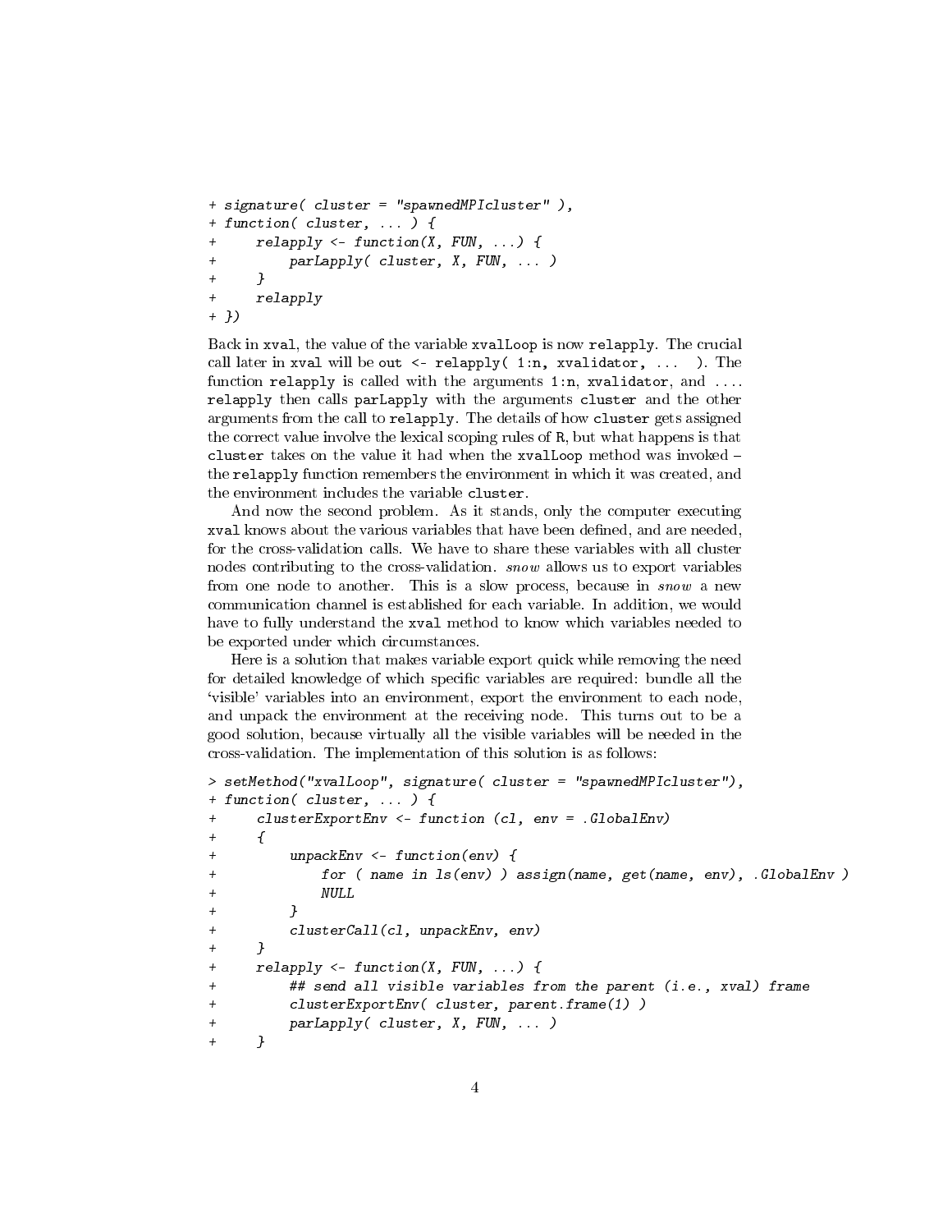```
+ signature( cluster = "spawnedMPIcluster" ),
+ function( cluster, ... ) {
+     relapply <- function(X, FUN, ...) {
+         parLapply( cluster, X, FUN, ... )
+     }
+     relapply
+ })
```

Back in `xval`, the value of the variable `xvalLoop` is now `relapply`. The crucial call later in `xval` will be `out <- relapply( 1:n, xvalidator, ... )`. The function `relapply` is called with the arguments `1:n`, `xvalidator`, and `...`. `relapply` then calls `parLapply` with the arguments `cluster` and the other arguments from the call to `relapply`. The details of how `cluster` gets assigned the correct value involve the lexical scoping rules of R, but what happens is that `cluster` takes on the value it had when the `xvalLoop` method was invoked – the `relapply` function remembers the environment in which it was created, and the environment includes the variable `cluster`.

And now the second problem. As it stands, only the computer executing `xval` knows about the various variables that have been defined, and are needed, for the cross-validation calls. We have to share these variables with all cluster nodes contributing to the cross-validation. *snow* allows us to export variables from one node to another. This is a slow process, because in *snow* a new communication channel is established for each variable. In addition, we would have to fully understand the `xval` method to know which variables needed to be exported under which circumstances.

Here is a solution that makes variable export quick while removing the need for detailed knowledge of which specific variables are required: bundle all the 'visible' variables into an environment, export the environment to each node, and unpack the environment at the receiving node. This turns out to be a good solution, because virtually all the visible variables will be needed in the cross-validation. The implementation of this solution is as follows:

```
> setMethod("xvalLoop", signature( cluster = "spawnedMPIcluster"),
+ function( cluster, ... ) {
+     clusterExportEnv <- function (cl, env = .GlobalEnv)
+     {
+         unpackEnv <- function(env) {
+             for ( name in ls(env) ) assign(name, get(name, env), .GlobalEnv )
+             NULL
+         }
+         clusterCall(cl, unpackEnv, env)
+     }
+     relapply <- function(X, FUN, ...) {
+         ## send all visible variables from the parent (i.e., xval) frame
+         clusterExportEnv( cluster, parent.frame(1) )
+         parLapply( cluster, X, FUN, ... )
+     }
```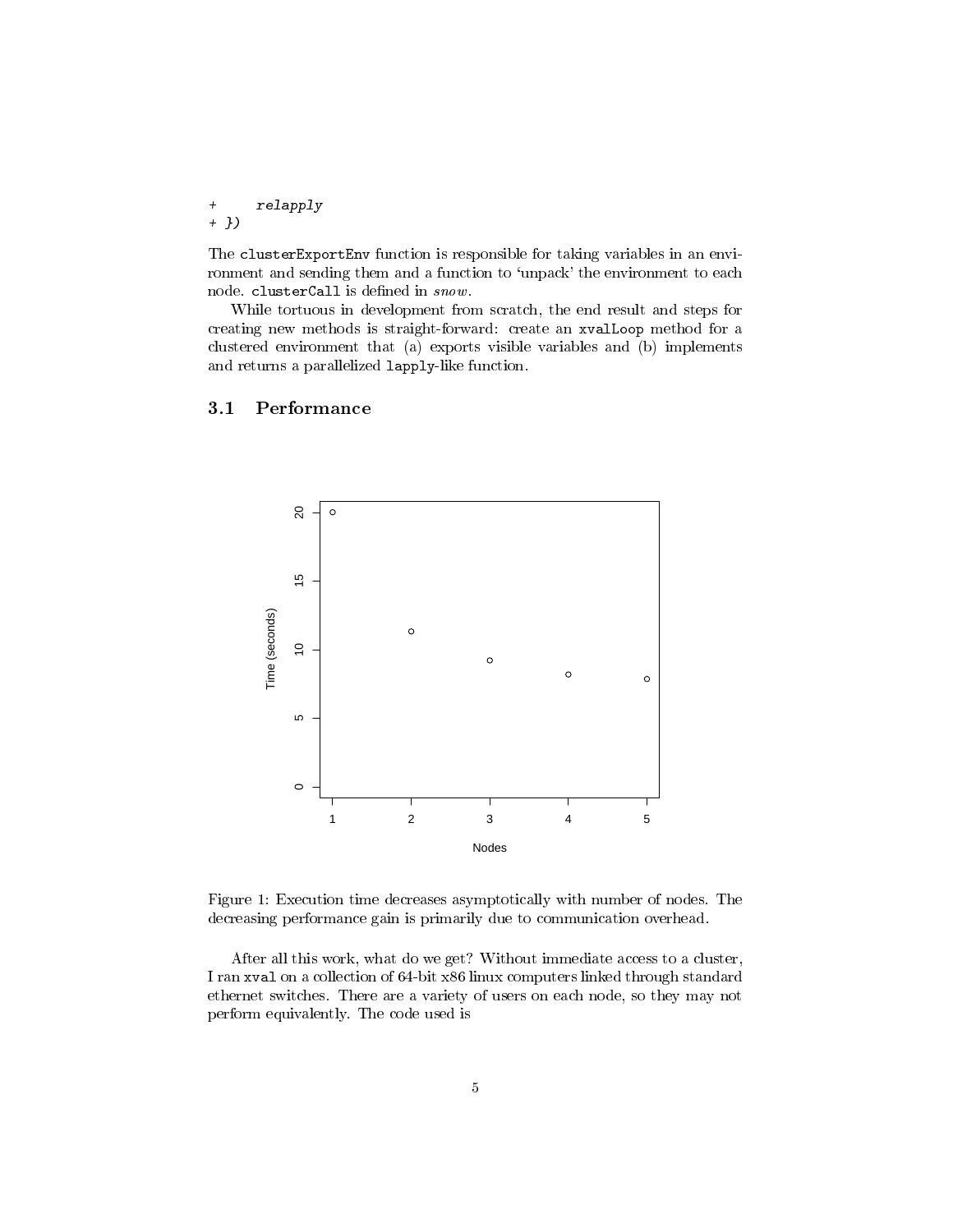```
+     relapply
+ })
```

The `clusterExportEnv` function is responsible for taking variables in an environment and sending them and a function to 'unpack' the environment to each node. `clusterCall` is defined in *snow*.

While tortuous in development from scratch, the end result and steps for creating new methods is straight-forward: create an `xvalLoop` method for a clustered environment that (a) exports visible variables and (b) implements and returns a parallelized `lapply`-like function.

## 3.1 Performance

Figure 1: Execution time decreases asymptotically with number of nodes. The decreasing performance gain is primarily due to communication overhead.

After all this work, what do we get? Without immediate access to a cluster, I ran `xval` on a collection of 64-bit x86 linux computers linked through standard ethernet switches. There are a variety of users on each node, so they may not perform equivalently. The code used is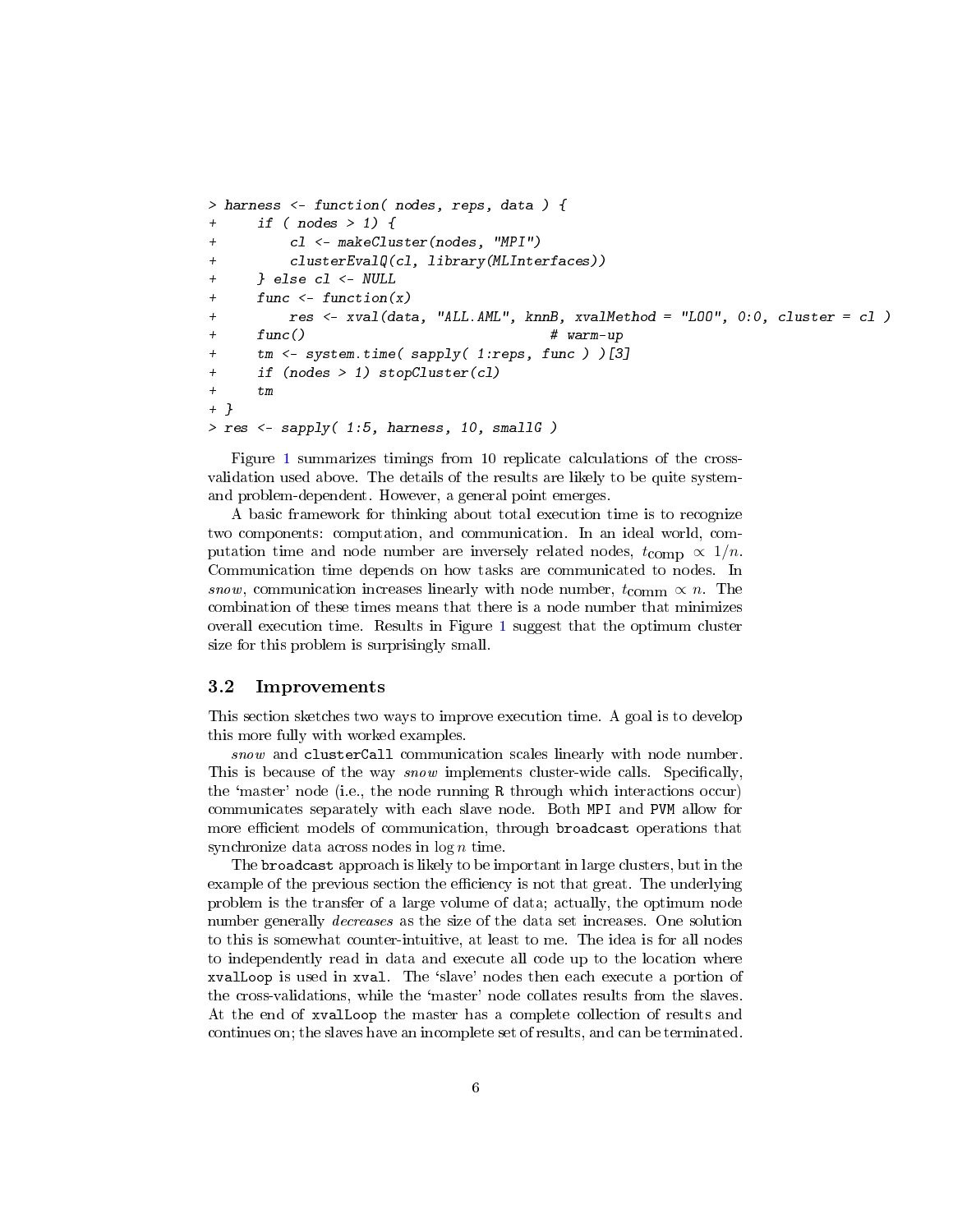```
> harness <- function( nodes, reps, data ) {
+     if ( nodes > 1) {
+         cl <- makeCluster(nodes, "MPI")
+         clusterEvalQ(cl, library(MLInterfaces))
+     } else cl <- NULL
+     func <- function(x)
+         res <- xval(data, "ALL.AML", knnB, xvalMethod = "LOO", 0:0, cluster = cl )
+     func()                              # warm-up
+     tm <- system.time( sapply( 1:reps, func ) )[3]
+     if (nodes > 1) stopCluster(cl)
+     tm
+ }
> res <- sapply( 1:5, harness, 10, smallG )
```

Figure 1 summarizes timings from 10 replicate calculations of the cross-validation used above. The details of the results are likely to be quite system- and problem-dependent. However, a general point emerges.

A basic framework for thinking about total execution time is to recognize two components: computation, and communication. In an ideal world, computation time and node number are inversely related nodes, $t_{\text{comp}} \propto 1/n$. Communication time depends on how tasks are communicated to nodes. In *snow*, communication increases linearly with node number, $t_{\text{comm}} \propto n$. The combination of these times means that there is a node number that minimizes overall execution time. Results in Figure 1 suggest that the optimum cluster size for this problem is surprisingly small.

### 3.2 Improvements

This section sketches two ways to improve execution time. A goal is to develop this more fully with worked examples.

*snow* and `clusterCall` communication scales linearly with node number. This is because of the way *snow* implements cluster-wide calls. Specifically, the 'master' node (i.e., the node running R through which interactions occur) communicates separately with each slave node. Both MPI and PVM allow for more efficient models of communication, through `broadcast` operations that synchronize data across nodes in $\log n$ time.

The `broadcast` approach is likely to be important in large clusters, but in the example of the previous section the efficiency is not that great. The underlying problem is the transfer of a large volume of data; actually, the optimum node number generally *decreases* as the size of the data set increases. One solution to this is somewhat counter-intuitive, at least to me. The idea is for all nodes to independently read in data and execute all code up to the location where `xvalLoop` is used in `xval`. The 'slave' nodes then each execute a portion of the cross-validations, while the 'master' node collates results from the slaves. At the end of `xvalLoop` the master has a complete collection of results and continues on; the slaves have an incomplete set of results, and can be terminated.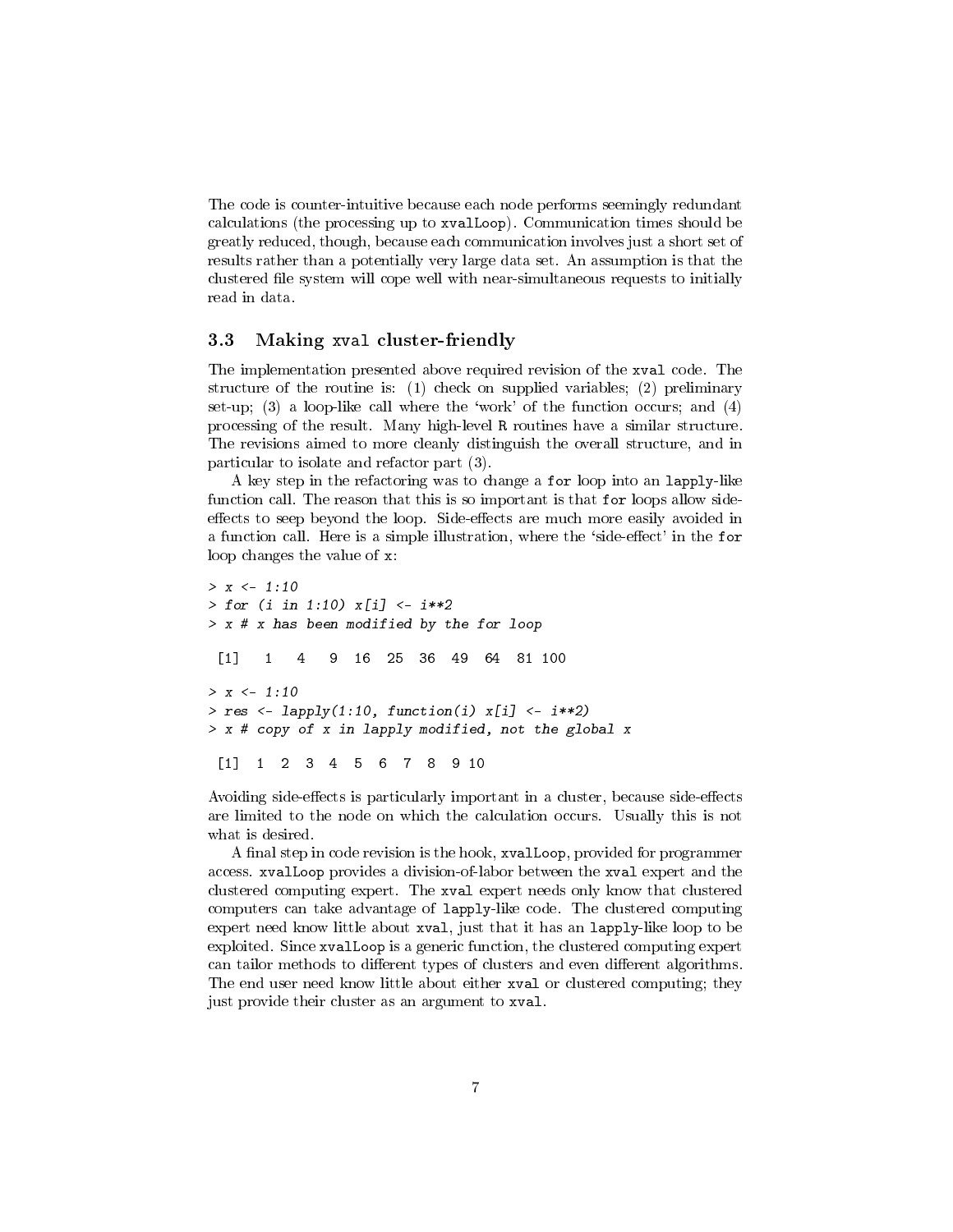The code is counter-intuitive because each node performs seemingly redundant calculations (the processing up to `xvalLoop`). Communication times should be greatly reduced, though, because each communication involves just a short set of results rather than a potentially very large data set. An assumption is that the clustered file system will cope well with near-simultaneous requests to initially read in data.

### 3.3 Making `xval` cluster-friendly

The implementation presented above required revision of the `xval` code. The structure of the routine is: (1) check on supplied variables; (2) preliminary set-up; (3) a loop-like call where the 'work' of the function occurs; and (4) processing of the result. Many high-level `R` routines have a similar structure. The revisions aimed to more cleanly distinguish the overall structure, and in particular to isolate and refactor part (3).

A key step in the refactoring was to change a `for` loop into an `lapply`-like function call. The reason that this is so important is that `for` loops allow side-effects to seep beyond the loop. Side-effects are much more easily avoided in a function call. Here is a simple illustration, where the 'side-effect' in the `for` loop changes the value of `x`:

```
> x <- 1:10
> for (i in 1:10) x[i] <- i**2
> x # x has been modified by the for loop

 [1]   1   4   9  16  25  36  49  64  81 100

> x <- 1:10
> res <- lapply(1:10, function(i) x[i] <- i**2)
> x # copy of x in lapply modified, not the global x

 [1]  1  2  3  4  5  6  7  8  9 10
```

Avoiding side-effects is particularly important in a cluster, because side-effects are limited to the node on which the calculation occurs. Usually this is not what is desired.

A final step in code revision is the hook, `xvalLoop`, provided for programmer access. `xvalLoop` provides a division-of-labor between the `xval` expert and the clustered computing expert. The `xval` expert needs only know that clustered computers can take advantage of `lapply`-like code. The clustered computing expert need know little about `xval`, just that it has an `lapply`-like loop to be exploited. Since `xvalLoop` is a generic function, the clustered computing expert can tailor methods to different types of clusters and even different algorithms. The end user need know little about either `xval` or clustered computing; they just provide their cluster as an argument to `xval`.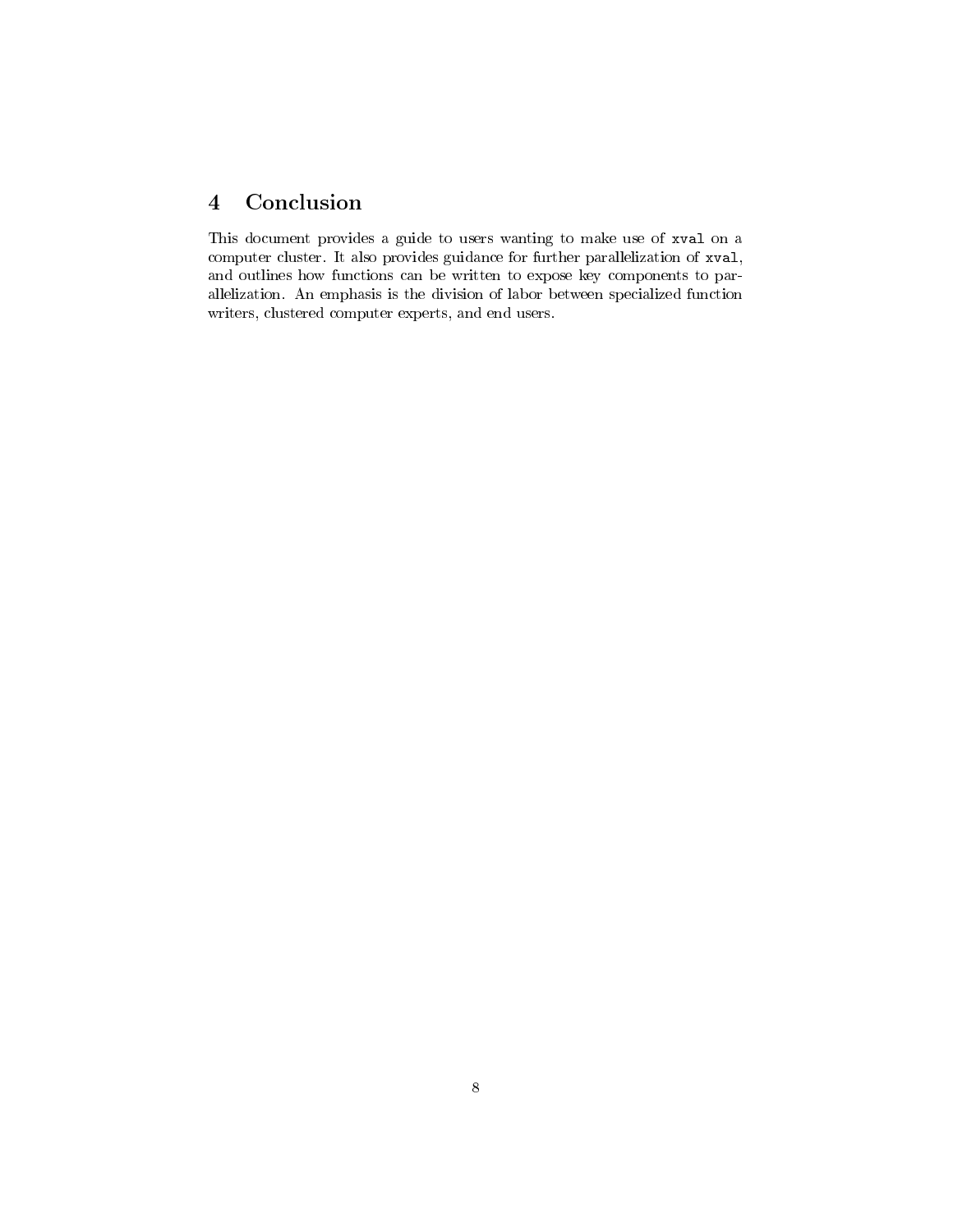# 4 Conclusion

This document provides a guide to users wanting to make use of `xval` on a computer cluster. It also provides guidance for further parallelization of `xval`, and outlines how functions can be written to expose key components to parallelization. An emphasis is the division of labor between specialized function writers, clustered computer experts, and end users.